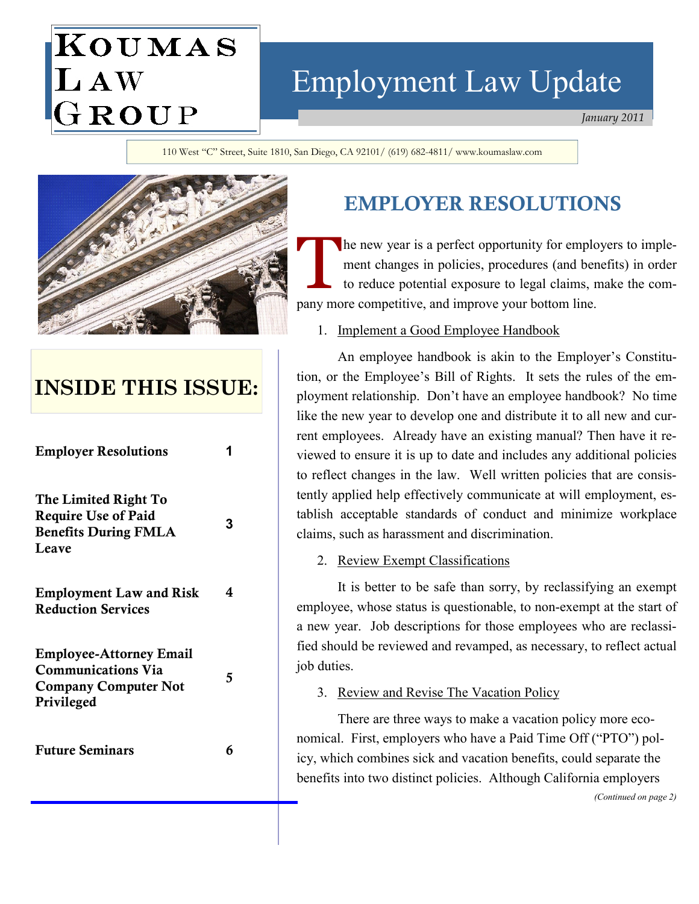# Koumas Law Group

# Employment Law Update

*January 2011*

110 West "C" Street, Suite 1810, San Diego, CA 92101/ (619) 682-4811/ www.koumaslaw.com

## INSIDE THIS ISSUE:

| | |
|---|---|
| **Employer Resolutions** | 1 |
| **The Limited Right To Require Use of Paid Benefits During FMLA Leave** | 3 |
| **Employment Law and Risk Reduction Services** | 4 |
| **Employee-Attorney Email Communications Via Company Computer Not Privileged** | 5 |
| **Future Seminars** | 6 |

## EMPLOYER RESOLUTIONS

The new year is a perfect opportunity for employers to implement changes in policies, procedures (and benefits) in order to reduce potential exposure to legal claims, make the company more competitive, and improve your bottom line.

1. Implement a Good Employee Handbook

An employee handbook is akin to the Employer's Constitution, or the Employee's Bill of Rights. It sets the rules of the employment relationship. Don't have an employee handbook? No time like the new year to develop one and distribute it to all new and current employees. Already have an existing manual? Then have it reviewed to ensure it is up to date and includes any additional policies to reflect changes in the law. Well written policies that are consistently applied help effectively communicate at will employment, establish acceptable standards of conduct and minimize workplace claims, such as harassment and discrimination.

2. Review Exempt Classifications

It is better to be safe than sorry, by reclassifying an exempt employee, whose status is questionable, to non-exempt at the start of a new year. Job descriptions for those employees who are reclassified should be reviewed and revamped, as necessary, to reflect actual job duties.

3. Review and Revise The Vacation Policy

There are three ways to make a vacation policy more economical. First, employers who have a Paid Time Off ("PTO") policy, which combines sick and vacation benefits, could separate the benefits into two distinct policies. Although California employers

*(Continued on page 2)*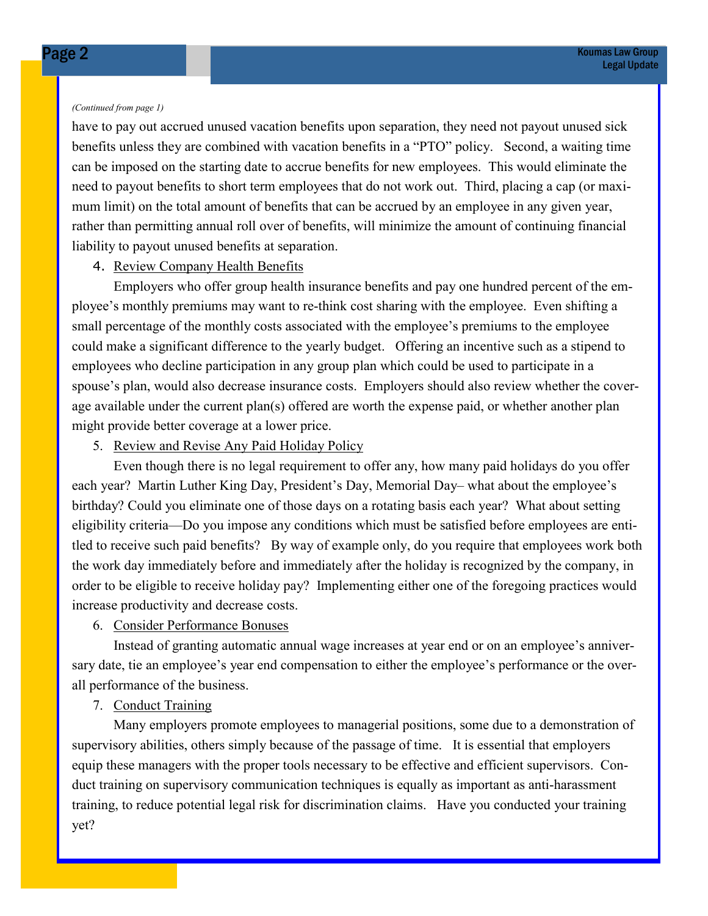*(Continued from page 1)*

have to pay out accrued unused vacation benefits upon separation, they need not payout unused sick benefits unless they are combined with vacation benefits in a "PTO" policy. Second, a waiting time can be imposed on the starting date to accrue benefits for new employees. This would eliminate the need to payout benefits to short term employees that do not work out. Third, placing a cap (or maximum limit) on the total amount of benefits that can be accrued by an employee in any given year, rather than permitting annual roll over of benefits, will minimize the amount of continuing financial liability to payout unused benefits at separation.

4. <u>Review Company Health Benefits</u>

Employers who offer group health insurance benefits and pay one hundred percent of the employee's monthly premiums may want to re-think cost sharing with the employee. Even shifting a small percentage of the monthly costs associated with the employee's premiums to the employee could make a significant difference to the yearly budget. Offering an incentive such as a stipend to employees who decline participation in any group plan which could be used to participate in a spouse's plan, would also decrease insurance costs. Employers should also review whether the coverage available under the current plan(s) offered are worth the expense paid, or whether another plan might provide better coverage at a lower price.

5. <u>Review and Revise Any Paid Holiday Policy</u>

Even though there is no legal requirement to offer any, how many paid holidays do you offer each year? Martin Luther King Day, President's Day, Memorial Day– what about the employee's birthday? Could you eliminate one of those days on a rotating basis each year? What about setting eligibility criteria—Do you impose any conditions which must be satisfied before employees are entitled to receive such paid benefits? By way of example only, do you require that employees work both the work day immediately before and immediately after the holiday is recognized by the company, in order to be eligible to receive holiday pay? Implementing either one of the foregoing practices would increase productivity and decrease costs.

6. <u>Consider Performance Bonuses</u>

Instead of granting automatic annual wage increases at year end or on an employee's anniversary date, tie an employee's year end compensation to either the employee's performance or the overall performance of the business.

7. <u>Conduct Training</u>

Many employers promote employees to managerial positions, some due to a demonstration of supervisory abilities, others simply because of the passage of time. It is essential that employers equip these managers with the proper tools necessary to be effective and efficient supervisors. Conduct training on supervisory communication techniques is equally as important as anti-harassment training, to reduce potential legal risk for discrimination claims. Have you conducted your training yet?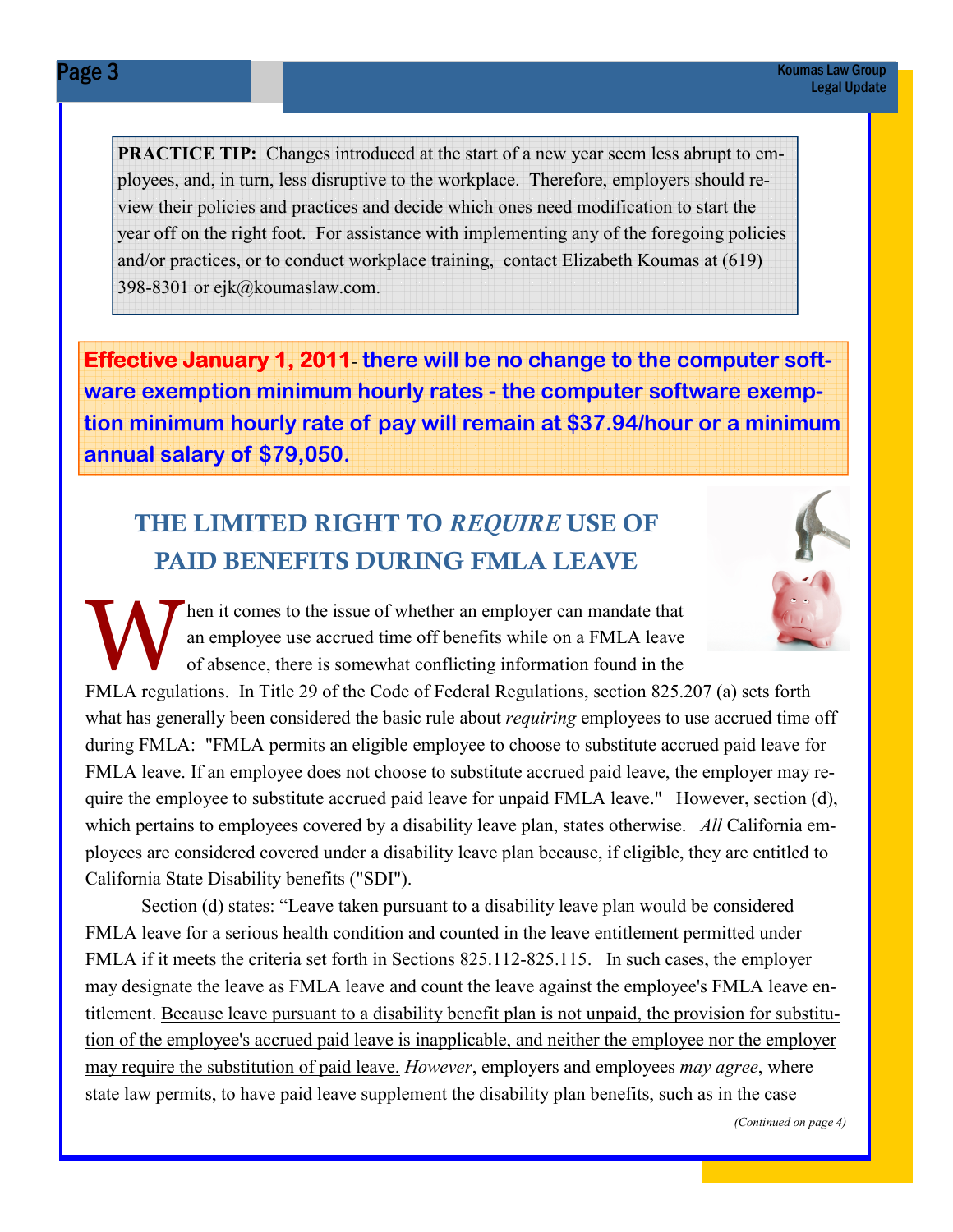**PRACTICE TIP:** Changes introduced at the start of a new year seem less abrupt to employees, and, in turn, less disruptive to the workplace. Therefore, employers should review their policies and practices and decide which ones need modification to start the year off on the right foot. For assistance with implementing any of the foregoing policies and/or practices, or to conduct workplace training, contact Elizabeth Koumas at (619) 398-8301 or ejk@koumaslaw.com.

**Effective January 1, 2011- there will be no change to the computer software exemption minimum hourly rates - the computer software exemption minimum hourly rate of pay will remain at $37.94/hour or a minimum annual salary of $79,050.**

## THE LIMITED RIGHT TO *REQUIRE* USE OF PAID BENEFITS DURING FMLA LEAVE

When it comes to the issue of whether an employer can mandate that an employee use accrued time off benefits while on a FMLA leave of absence, there is somewhat conflicting information found in the FMLA regulations. In Title 29 of the Code of Federal Regulations, section 825.207 (a) sets forth what has generally been considered the basic rule about *requiring* employees to use accrued time off during FMLA: "FMLA permits an eligible employee to choose to substitute accrued paid leave for FMLA leave. If an employee does not choose to substitute accrued paid leave, the employer may require the employee to substitute accrued paid leave for unpaid FMLA leave." However, section (d), which pertains to employees covered by a disability leave plan, states otherwise. *All* California employees are considered covered under a disability leave plan because, if eligible, they are entitled to California State Disability benefits ("SDI").

Section (d) states: "Leave taken pursuant to a disability leave plan would be considered FMLA leave for a serious health condition and counted in the leave entitlement permitted under FMLA if it meets the criteria set forth in Sections 825.112-825.115. In such cases, the employer may designate the leave as FMLA leave and count the leave against the employee's FMLA leave entitlement. <u>Because leave pursuant to a disability benefit plan is not unpaid, the provision for substitution of the employee's accrued paid leave is inapplicable, and neither the employee nor the employer may require the substitution of paid leave.</u> *However*, employers and employees *may agree*, where state law permits, to have paid leave supplement the disability plan benefits, such as in the case

*(Continued on page 4)*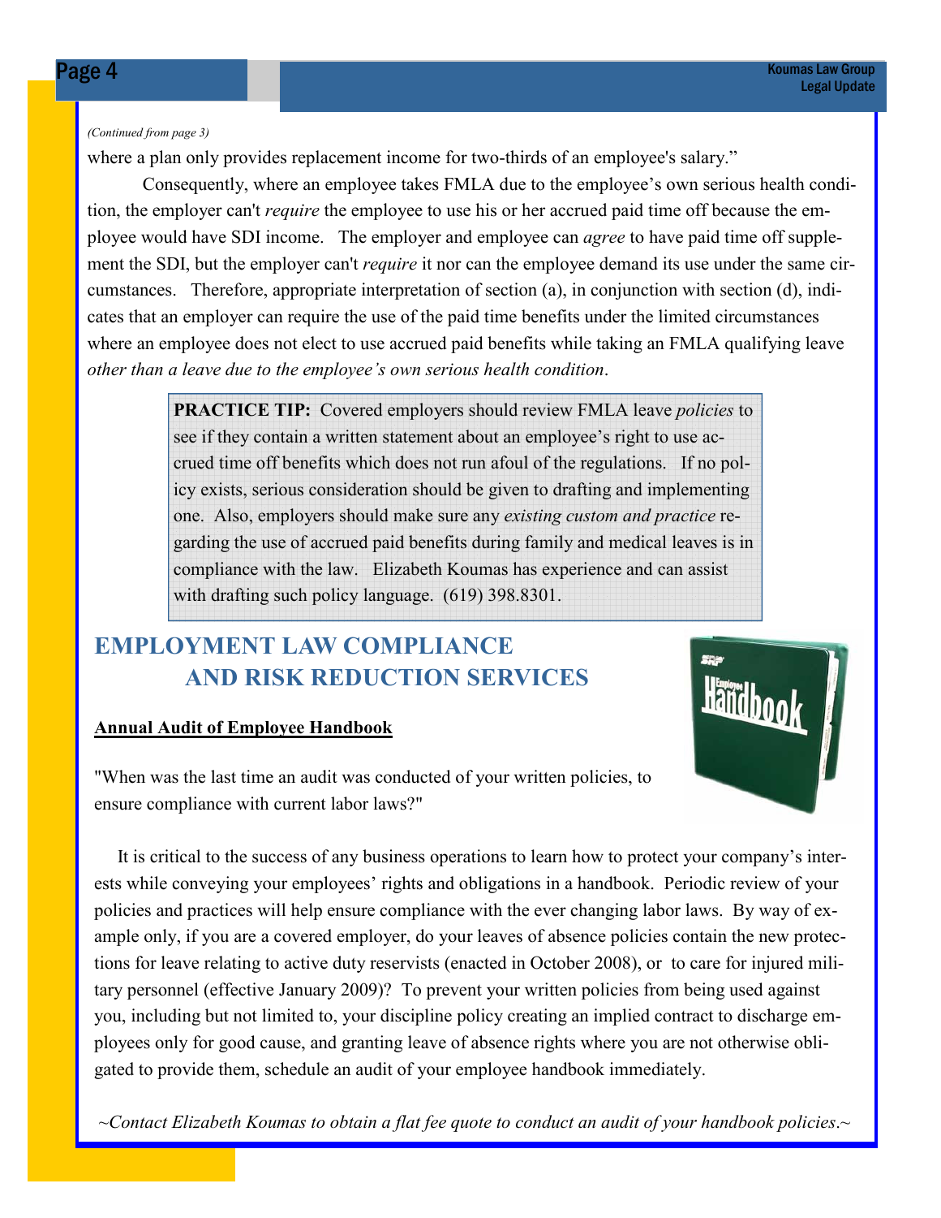*(Continued from page 3)*

where a plan only provides replacement income for two-thirds of an employee's salary."

Consequently, where an employee takes FMLA due to the employee's own serious health condition, the employer can't *require* the employee to use his or her accrued paid time off because the employee would have SDI income. The employer and employee can *agree* to have paid time off supplement the SDI, but the employer can't *require* it nor can the employee demand its use under the same circumstances. Therefore, appropriate interpretation of section (a), in conjunction with section (d), indicates that an employer can require the use of the paid time benefits under the limited circumstances where an employee does not elect to use accrued paid benefits while taking an FMLA qualifying leave *other than a leave due to the employee's own serious health condition*.

> **PRACTICE TIP:** Covered employers should review FMLA leave *policies* to see if they contain a written statement about an employee's right to use accrued time off benefits which does not run afoul of the regulations. If no policy exists, serious consideration should be given to drafting and implementing one. Also, employers should make sure any *existing custom and practice* regarding the use of accrued paid benefits during family and medical leaves is in compliance with the law. Elizabeth Koumas has experience and can assist with drafting such policy language. (619) 398.8301.

## EMPLOYMENT LAW COMPLIANCE AND RISK REDUCTION SERVICES

**Annual Audit of Employee Handbook**

"When was the last time an audit was conducted of your written policies, to ensure compliance with current labor laws?"

It is critical to the success of any business operations to learn how to protect your company's interests while conveying your employees' rights and obligations in a handbook. Periodic review of your policies and practices will help ensure compliance with the ever changing labor laws. By way of example only, if you are a covered employer, do your leaves of absence policies contain the new protections for leave relating to active duty reservists (enacted in October 2008), or to care for injured military personnel (effective January 2009)? To prevent your written policies from being used against you, including but not limited to, your discipline policy creating an implied contract to discharge employees only for good cause, and granting leave of absence rights where you are not otherwise obligated to provide them, schedule an audit of your employee handbook immediately.

*~Contact Elizabeth Koumas to obtain a flat fee quote to conduct an audit of your handbook policies.~*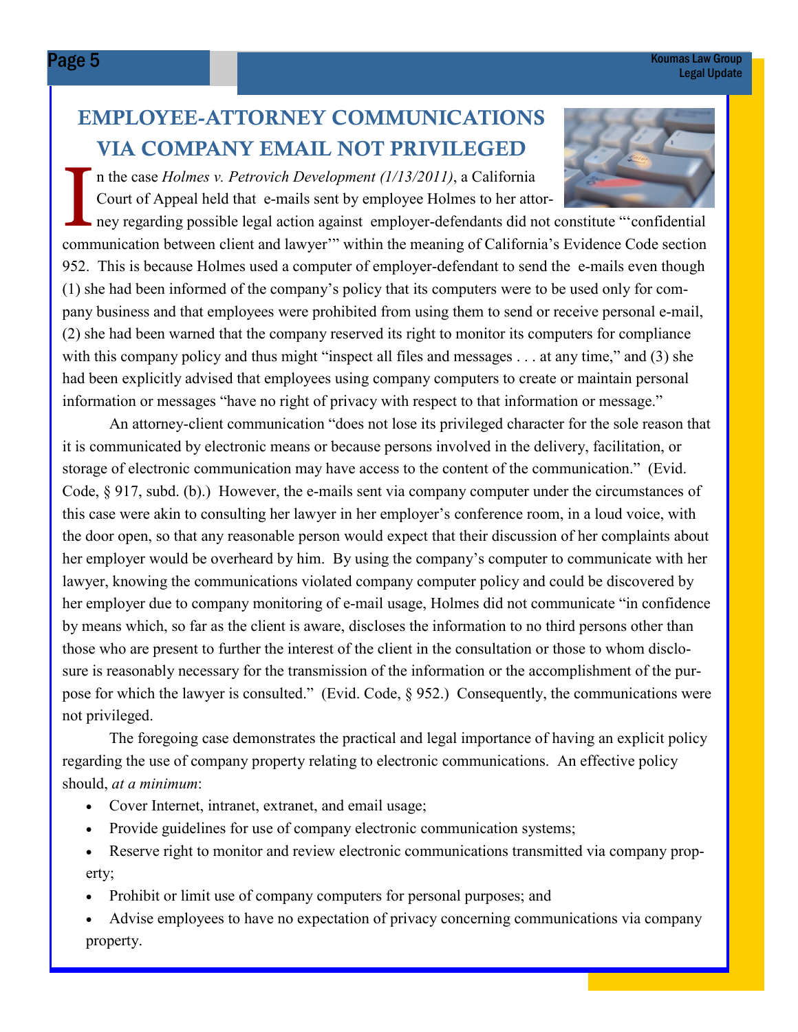# EMPLOYEE-ATTORNEY COMMUNICATIONS VIA COMPANY EMAIL NOT PRIVILEGED

In the case *Holmes v. Petrovich Development (1/13/2011)*, a California Court of Appeal held that e-mails sent by employee Holmes to her attorney regarding possible legal action against employer-defendants did not constitute "'confidential communication between client and lawyer'" within the meaning of California's Evidence Code section 952. This is because Holmes used a computer of employer-defendant to send the e-mails even though (1) she had been informed of the company's policy that its computers were to be used only for company business and that employees were prohibited from using them to send or receive personal e-mail, (2) she had been warned that the company reserved its right to monitor its computers for compliance with this company policy and thus might "inspect all files and messages . . . at any time," and (3) she had been explicitly advised that employees using company computers to create or maintain personal information or messages "have no right of privacy with respect to that information or message."

An attorney-client communication "does not lose its privileged character for the sole reason that it is communicated by electronic means or because persons involved in the delivery, facilitation, or storage of electronic communication may have access to the content of the communication." (Evid. Code, § 917, subd. (b).) However, the e-mails sent via company computer under the circumstances of this case were akin to consulting her lawyer in her employer's conference room, in a loud voice, with the door open, so that any reasonable person would expect that their discussion of her complaints about her employer would be overheard by him. By using the company's computer to communicate with her lawyer, knowing the communications violated company computer policy and could be discovered by her employer due to company monitoring of e-mail usage, Holmes did not communicate "in confidence by means which, so far as the client is aware, discloses the information to no third persons other than those who are present to further the interest of the client in the consultation or those to whom disclosure is reasonably necessary for the transmission of the information or the accomplishment of the purpose for which the lawyer is consulted." (Evid. Code, § 952.) Consequently, the communications were not privileged.

The foregoing case demonstrates the practical and legal importance of having an explicit policy regarding the use of company property relating to electronic communications. An effective policy should, *at a minimum*:

- Cover Internet, intranet, extranet, and email usage;
- Provide guidelines for use of company electronic communication systems;
- Reserve right to monitor and review electronic communications transmitted via company property;
- Prohibit or limit use of company computers for personal purposes; and
- Advise employees to have no expectation of privacy concerning communications via company property.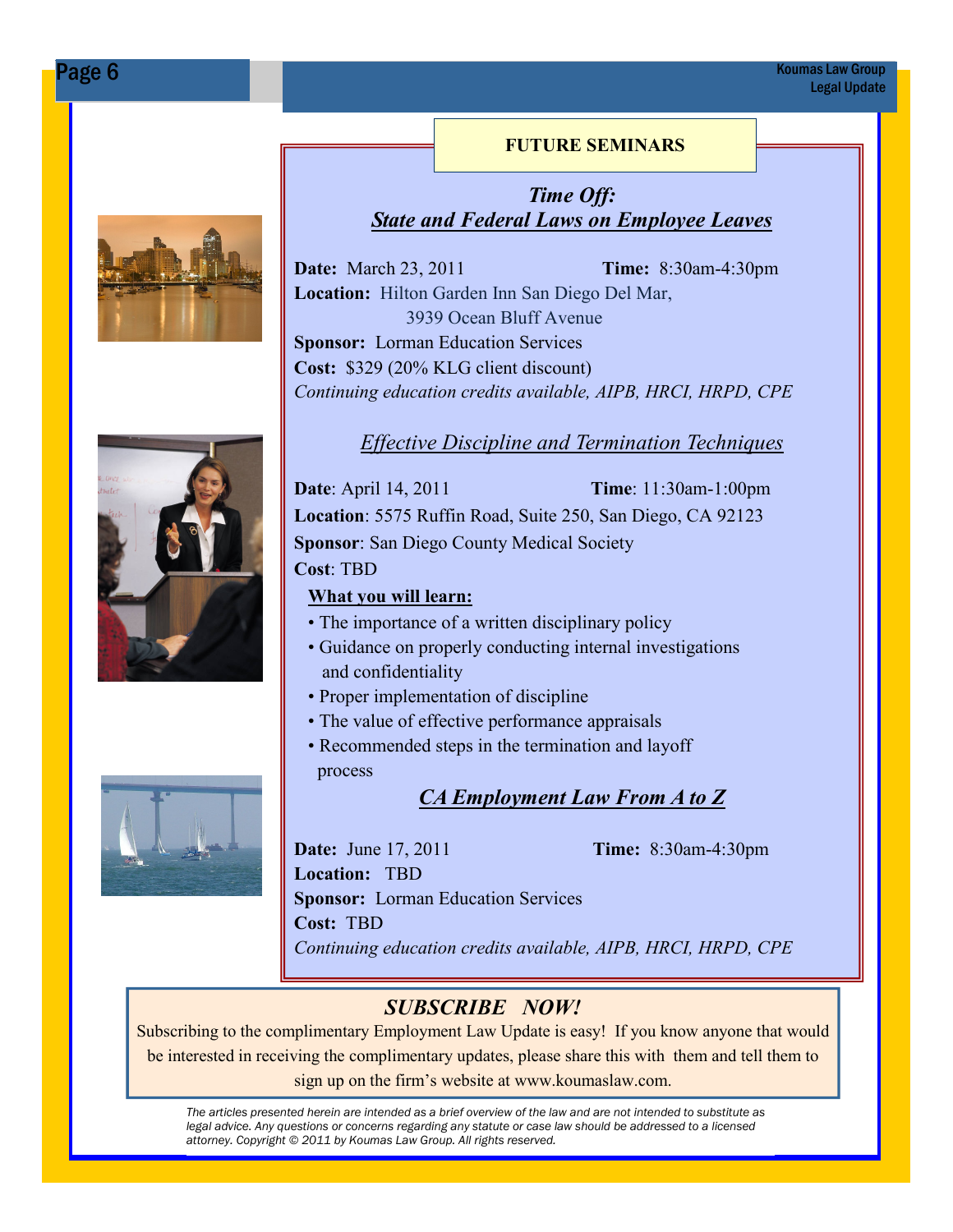## FUTURE SEMINARS

### *Time Off:*
### ***State and Federal Laws on Employee Leaves***

**Date:** March 23, 2011 **Time:** 8:30am-4:30pm
**Location:** Hilton Garden Inn San Diego Del Mar, 3939 Ocean Bluff Avenue
**Sponsor:** Lorman Education Services
**Cost:** $329 (20% KLG client discount)
*Continuing education credits available, AIPB, HRCI, HRPD, CPE*

### *Effective Discipline and Termination Techniques*

**Date**: April 14, 2011 **Time**: 11:30am-1:00pm
**Location**: 5575 Ruffin Road, Suite 250, San Diego, CA 92123
**Sponsor**: San Diego County Medical Society
**Cost**: TBD

**What you will learn:**

- The importance of a written disciplinary policy
- Guidance on properly conducting internal investigations and confidentiality
- Proper implementation of discipline
- The value of effective performance appraisals
- Recommended steps in the termination and layoff process

### ***CA Employment Law From A to Z***

**Date:** June 17, 2011 **Time:** 8:30am-4:30pm
**Location:** TBD
**Sponsor:** Lorman Education Services
**Cost:** TBD
*Continuing education credits available, AIPB, HRCI, HRPD, CPE*

## *SUBSCRIBE NOW!*

Subscribing to the complimentary Employment Law Update is easy! If you know anyone that would be interested in receiving the complimentary updates, please share this with them and tell them to sign up on the firm's website at www.koumaslaw.com.

*The articles presented herein are intended as a brief overview of the law and are not intended to substitute as legal advice. Any questions or concerns regarding any statute or case law should be addressed to a licensed attorney. Copyright © 2011 by Koumas Law Group. All rights reserved.*